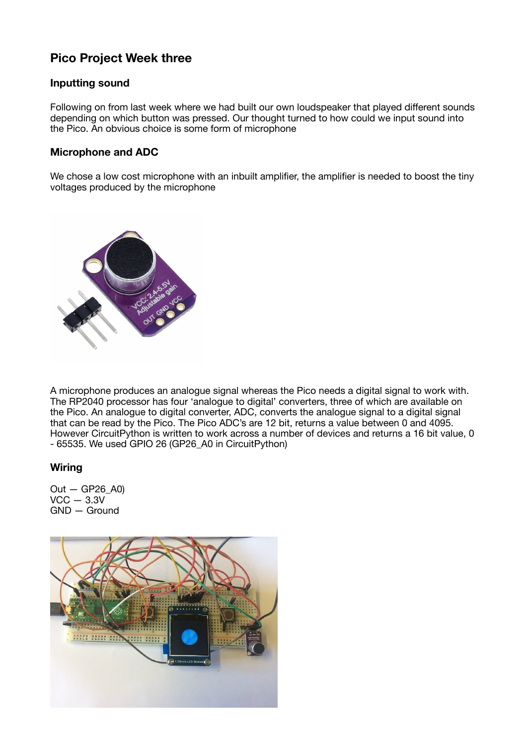# Pico Project Week three

## Inputting sound

Following on from last week where we had built our own loudspeaker that played different sounds depending on which button was pressed. Our thought turned to how could we input sound into the Pico. An obvious choice is some form of microphone

## Microphone and ADC

We chose a low cost microphone with an inbuilt amplifier, the amplifier is needed to boost the tiny voltages produced by the microphone

A microphone produces an analogue signal whereas the Pico needs a digital signal to work with. The RP2040 processor has four 'analogue to digital' converters, three of which are available on the Pico. An analogue to digital converter, ADC, converts the analogue signal to a digital signal that can be read by the Pico. The Pico ADC's are 12 bit, returns a value between 0 and 4095. However CircuitPython is written to work across a number of devices and returns a 16 bit value, 0 - 65535. We used GPIO 26 (GP26_A0 in CircuitPython)

## Wiring

Out — GP26_A0)
VCC — 3.3V
GND — Ground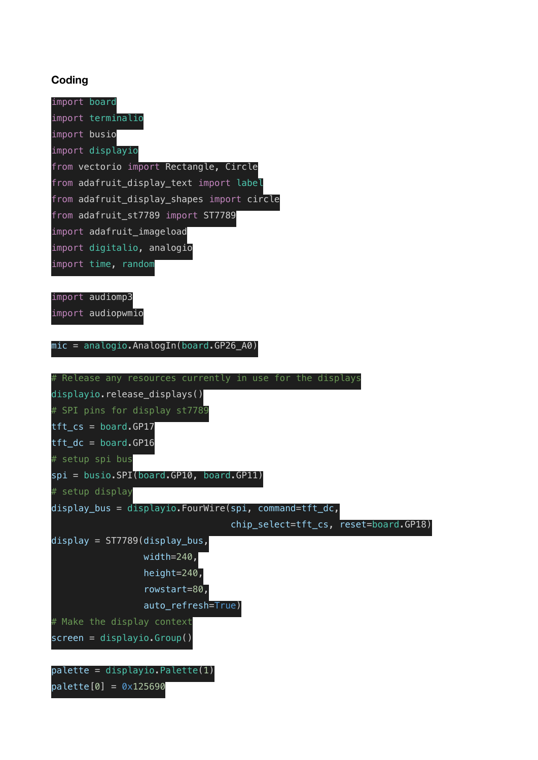### Coding

```
import board
import terminalio
import busio
import displayio
from vectorio import Rectangle, Circle
from adafruit_display_text import label
from adafruit_display_shapes import circle
from adafruit_st7789 import ST7789
import adafruit_imageload
import digitalio, analogio
import time, random

import audiomp3
import audiopwmio

mic = analogio.AnalogIn(board.GP26_A0)

# Release any resources currently in use for the displays
displayio.release_displays()
# SPI pins for display st7789
tft_cs = board.GP17
tft_dc = board.GP16
# setup spi bus
spi = busio.SPI(board.GP10, board.GP11)
# setup display
display_bus = displayio.FourWire(spi, command=tft_dc,
                                 chip_select=tft_cs, reset=board.GP18)
display = ST7789(display_bus,
                 width=240,
                 height=240,
                 rowstart=80,
                 auto_refresh=True)
# Make the display context
screen = displayio.Group()

palette = displayio.Palette(1)
palette[0] = 0x125690
```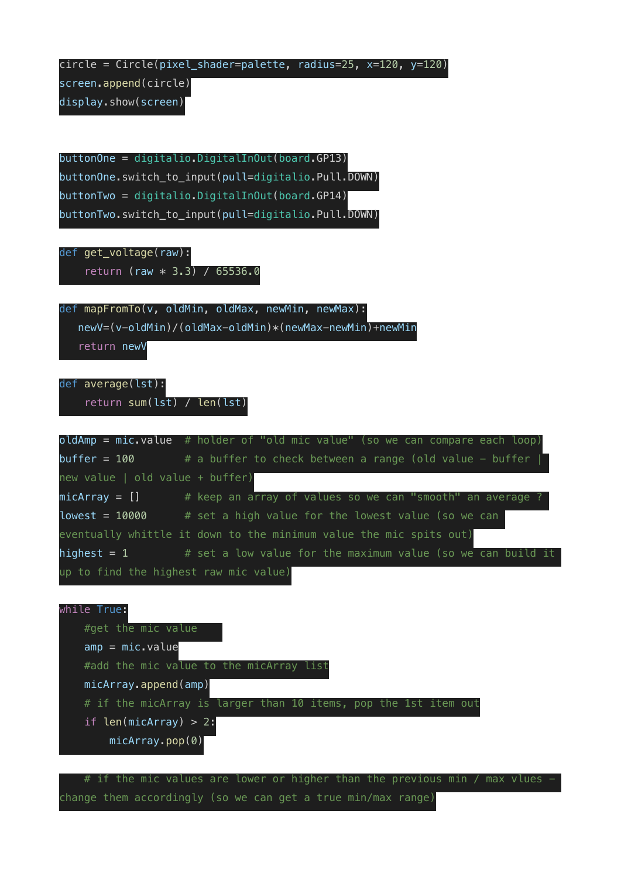```
circle = Circle(pixel_shader=palette, radius=25, x=120, y=120)
screen.append(circle)
display.show(screen)


buttonOne = digitalio.DigitalInOut(board.GP13)
buttonOne.switch_to_input(pull=digitalio.Pull.DOWN)
buttonTwo = digitalio.DigitalInOut(board.GP14)
buttonTwo.switch_to_input(pull=digitalio.Pull.DOWN)

def get_voltage(raw):
    return (raw * 3.3) / 65536.0

def mapFromTo(v, oldMin, oldMax, newMin, newMax):
   newV=(v-oldMin)/(oldMax-oldMin)*(newMax-newMin)+newMin
   return newV

def average(lst):
    return sum(lst) / len(lst)

oldAmp = mic.value  # holder of "old mic value" (so we can compare each loop)
buffer = 100        # a buffer to check between a range (old value - buffer | new value | old value + buffer)
micArray = []       # keep an array of values so we can "smooth" an average ?
lowest = 10000      # set a high value for the lowest value (so we can eventually whittle it down to the minimum value the mic spits out)
highest = 1         # set a low value for the maximum value (so we can build it up to find the highest raw mic value)

while True:
    #get the mic value
    amp = mic.value
    #add the mic value to the micArray list
    micArray.append(amp)
    # if the micArray is larger than 10 items, pop the 1st item out
    if len(micArray) > 2:
        micArray.pop(0)

    # if the mic values are lower or higher than the previous min / max vlues - change them accordingly (so we can get a true min/max range)
```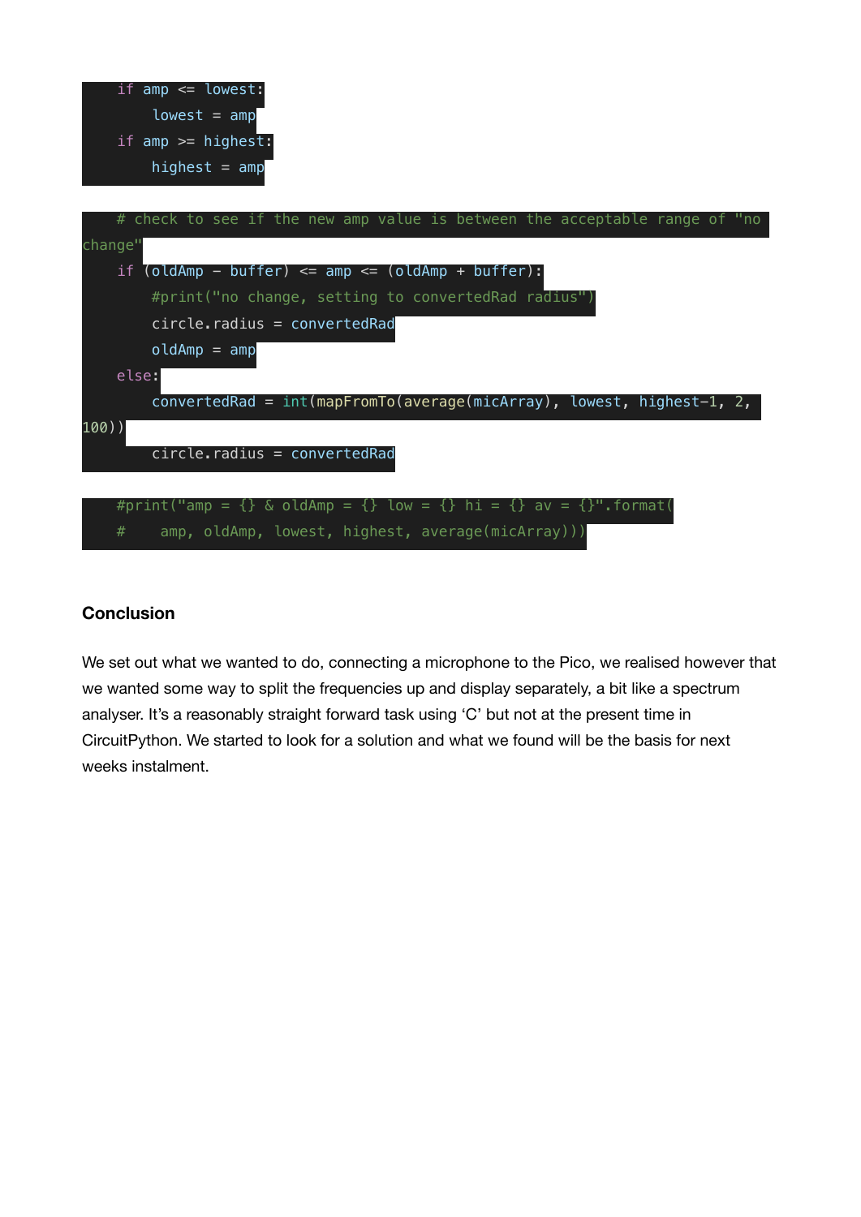```
    if amp <= lowest:
        lowest = amp
    if amp >= highest:
        highest = amp
```

```
    # check to see if the new amp value is between the acceptable range of "no change"
    if (oldAmp - buffer) <= amp <= (oldAmp + buffer):
        #print("no change, setting to convertedRad radius")
        circle.radius = convertedRad
        oldAmp = amp
    else:
        convertedRad = int(mapFromTo(average(micArray), lowest, highest-1, 2, 100))
        circle.radius = convertedRad
```

```
    #print("amp = {} & oldAmp = {} low = {} hi = {} av = {}".format(
    #    amp, oldAmp, lowest, highest, average(micArray)))
```

**Conclusion**

We set out what we wanted to do, connecting a microphone to the Pico, we realised however that we wanted some way to split the frequencies up and display separately, a bit like a spectrum analyser. It's a reasonably straight forward task using 'C' but not at the present time in CircuitPython. We started to look for a solution and what we found will be the basis for next weeks instalment.